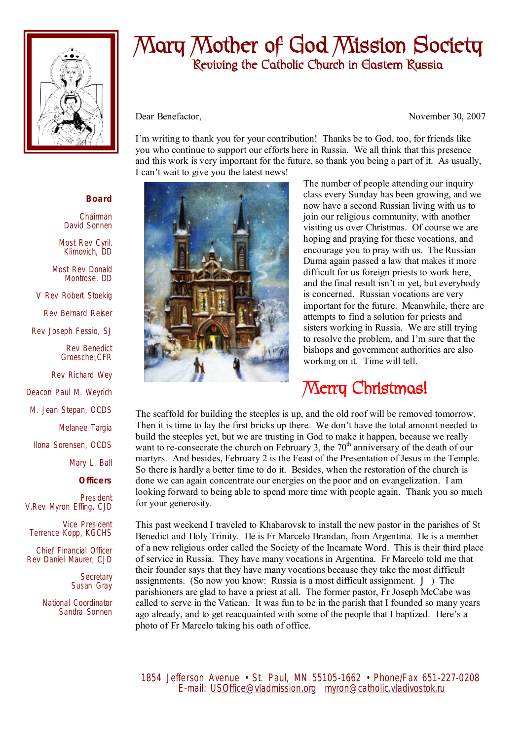# Mary Mother of God Mission Society

## Reviving the Catholic Church in Eastern Russia

**Board**

Chairman
David Sonnen

Most Rev Cyril. Klimovich, DD

Most Rev Donald Montrose, DD

V Rev Robert Stoekig

Rev Bernard Reiser

Rev Joseph Fessio, SJ

Rev Benedict Groeschel,CFR

Rev Richard Wey

Deacon Paul M. Weyrich

M. Jean Stepan, OCDS

Melanee Targia

Ilona Sorensen, OCDS

Mary L. Ball

**Officers**

President
V.Rev Myron Effing, CJD

Vice President
Terrence Kopp, KGCHS

Chief Financial Officer
Rev Daniel Maurer, CJD

Secretary
Susan Gray

National Coordinator
Sandra Sonnen

Dear Benefactor, November 30, 2007

I'm writing to thank you for your contribution! Thanks be to God, too, for friends like you who continue to support our efforts here in Russia. We all think that this presence and this work is very important for the future, so thank you being a part of it. As usually, I can't wait to give you the latest news!

The number of people attending our inquiry class every Sunday has been growing, and we now have a second Russian living with us to join our religious community, with another visiting us over Christmas. Of course we are hoping and praying for these vocations, and encourage you to pray with us. The Russian Duma again passed a law that makes it more difficult for us foreign priests to work here, and the final result isn't in yet, but everybody is concerned. Russian vocations are very important for the future. Meanwhile, there are attempts to find a solution for priests and sisters working in Russia. We are still trying to resolve the problem, and I'm sure that the bishops and government authorities are also working on it. Time will tell.

## Merry Christmas!

The scaffold for building the steeples is up, and the old roof will be removed tomorrow. Then it is time to lay the first bricks up there. We don't have the total amount needed to build the steeples yet, but we are trusting in God to make it happen, because we really want to re-consecrate the church on February 3, the 70th anniversary of the death of our martyrs. And besides, February 2 is the Feast of the Presentation of Jesus in the Temple. So there is hardly a better time to do it. Besides, when the restoration of the church is done we can again concentrate our energies on the poor and on evangelization. I am looking forward to being able to spend more time with people again. Thank you so much for your generosity.

This past weekend I traveled to Khabarovsk to install the new pastor in the parishes of St Benedict and Holy Trinity. He is Fr Marcelo Brandan, from Argentina. He is a member of a new religious order called the Society of the Incarnate Word. This is their third place of service in Russia. They have many vocations in Argentina. Fr Marcelo told me that their founder says that they have many vocations because they take the most difficult assignments. (So now you know: Russia is a most difficult assignment. J ) The parishioners are glad to have a priest at all. The former pastor, Fr Joseph McCabe was called to serve in the Vatican. It was fun to be in the parish that I founded so many years ago already, and to get reacquainted with some of the people that I baptized. Here's a photo of Fr Marcelo taking his oath of office.

1854 Jefferson Avenue • St. Paul, MN 55105-1662 • Phone/Fax 651-227-0208
E-mail: USOffice@vladmission.org myron@catholic.vladivostok.ru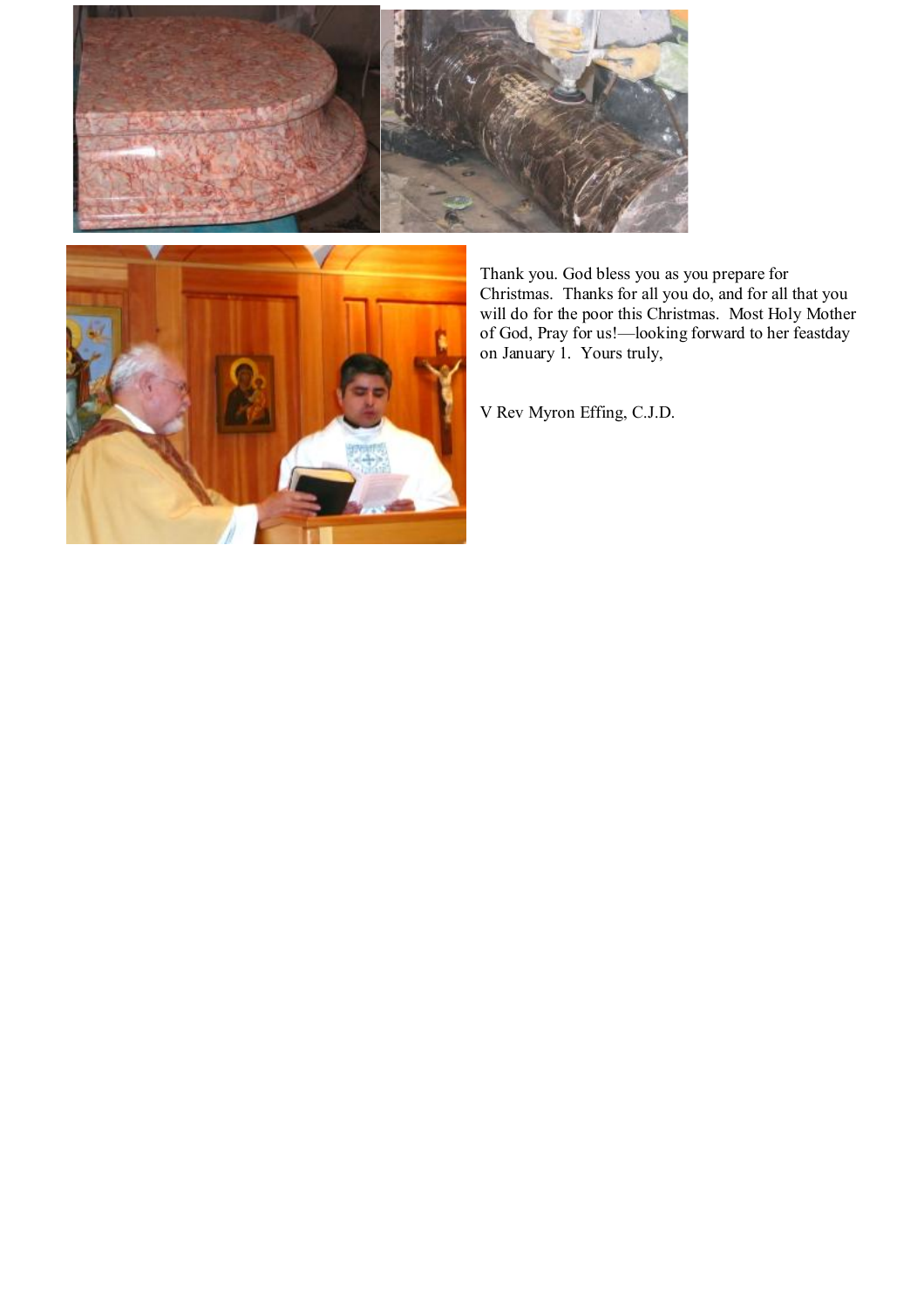Thank you. God bless you as you prepare for Christmas. Thanks for all you do, and for all that you will do for the poor this Christmas. Most Holy Mother of God, Pray for us!—looking forward to her feastday on January 1. Yours truly,

V Rev Myron Effing, C.J.D.